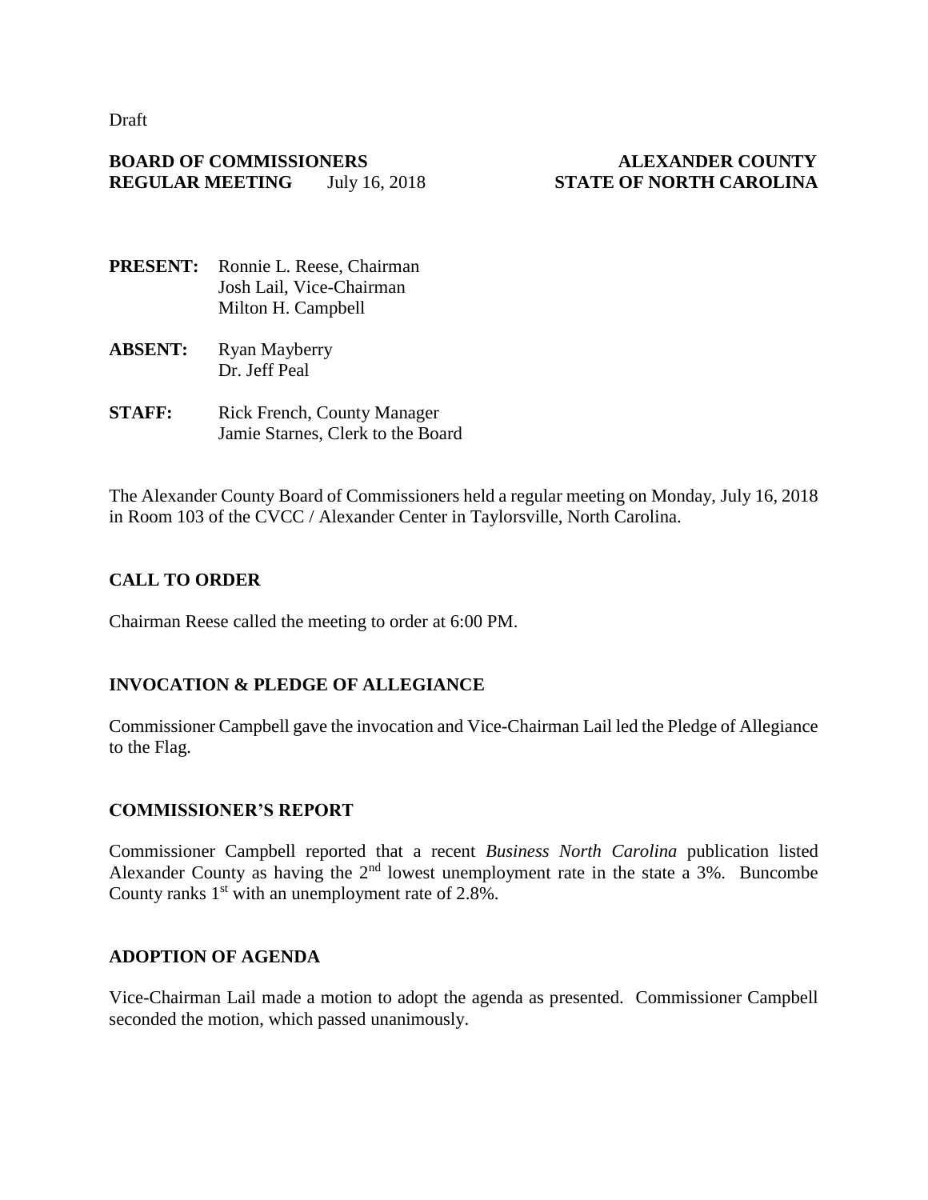Draft

**BOARD OF COMMISSIONERS** **ALEXANDER COUNTY**
**REGULAR MEETING** July 16, 2018 **STATE OF NORTH CAROLINA**

**PRESENT:** Ronnie L. Reese, Chairman
Josh Lail, Vice-Chairman
Milton H. Campbell

**ABSENT:** Ryan Mayberry
Dr. Jeff Peal

**STAFF:** Rick French, County Manager
Jamie Starnes, Clerk to the Board

The Alexander County Board of Commissioners held a regular meeting on Monday, July 16, 2018 in Room 103 of the CVCC / Alexander Center in Taylorsville, North Carolina.

## CALL TO ORDER

Chairman Reese called the meeting to order at 6:00 PM.

## INVOCATION & PLEDGE OF ALLEGIANCE

Commissioner Campbell gave the invocation and Vice-Chairman Lail led the Pledge of Allegiance to the Flag.

## COMMISSIONER'S REPORT

Commissioner Campbell reported that a recent *Business North Carolina* publication listed Alexander County as having the 2nd lowest unemployment rate in the state a 3%. Buncombe County ranks 1st with an unemployment rate of 2.8%.

## ADOPTION OF AGENDA

Vice-Chairman Lail made a motion to adopt the agenda as presented. Commissioner Campbell seconded the motion, which passed unanimously.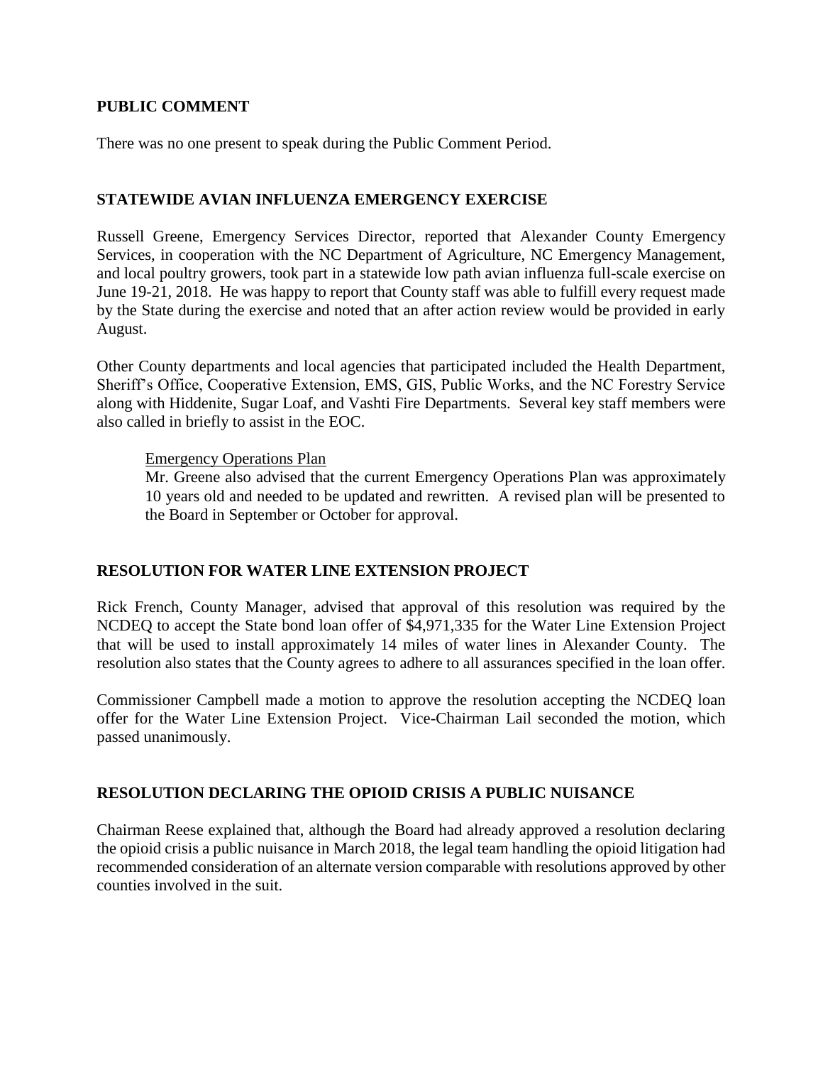## PUBLIC COMMENT

There was no one present to speak during the Public Comment Period.

## STATEWIDE AVIAN INFLUENZA EMERGENCY EXERCISE

Russell Greene, Emergency Services Director, reported that Alexander County Emergency Services, in cooperation with the NC Department of Agriculture, NC Emergency Management, and local poultry growers, took part in a statewide low path avian influenza full-scale exercise on June 19-21, 2018. He was happy to report that County staff was able to fulfill every request made by the State during the exercise and noted that an after action review would be provided in early August.

Other County departments and local agencies that participated included the Health Department, Sheriff's Office, Cooperative Extension, EMS, GIS, Public Works, and the NC Forestry Service along with Hiddenite, Sugar Loaf, and Vashti Fire Departments. Several key staff members were also called in briefly to assist in the EOC.

> Emergency Operations Plan
>
> Mr. Greene also advised that the current Emergency Operations Plan was approximately 10 years old and needed to be updated and rewritten. A revised plan will be presented to the Board in September or October for approval.

## RESOLUTION FOR WATER LINE EXTENSION PROJECT

Rick French, County Manager, advised that approval of this resolution was required by the NCDEQ to accept the State bond loan offer of $4,971,335 for the Water Line Extension Project that will be used to install approximately 14 miles of water lines in Alexander County. The resolution also states that the County agrees to adhere to all assurances specified in the loan offer.

Commissioner Campbell made a motion to approve the resolution accepting the NCDEQ loan offer for the Water Line Extension Project. Vice-Chairman Lail seconded the motion, which passed unanimously.

## RESOLUTION DECLARING THE OPIOID CRISIS A PUBLIC NUISANCE

Chairman Reese explained that, although the Board had already approved a resolution declaring the opioid crisis a public nuisance in March 2018, the legal team handling the opioid litigation had recommended consideration of an alternate version comparable with resolutions approved by other counties involved in the suit.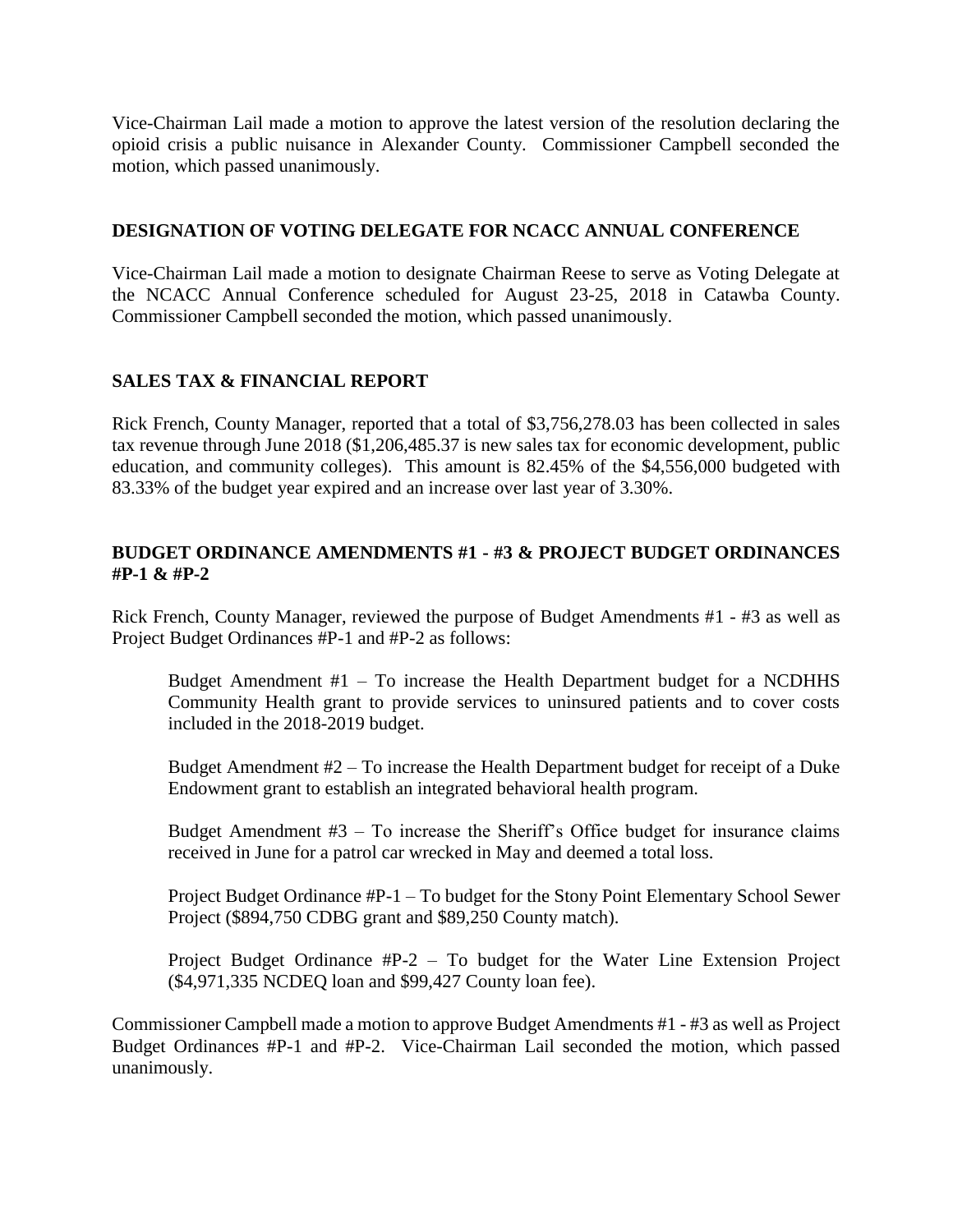Vice-Chairman Lail made a motion to approve the latest version of the resolution declaring the opioid crisis a public nuisance in Alexander County. Commissioner Campbell seconded the motion, which passed unanimously.

## DESIGNATION OF VOTING DELEGATE FOR NCACC ANNUAL CONFERENCE

Vice-Chairman Lail made a motion to designate Chairman Reese to serve as Voting Delegate at the NCACC Annual Conference scheduled for August 23-25, 2018 in Catawba County. Commissioner Campbell seconded the motion, which passed unanimously.

## SALES TAX & FINANCIAL REPORT

Rick French, County Manager, reported that a total of $3,756,278.03 has been collected in sales tax revenue through June 2018 ($1,206,485.37 is new sales tax for economic development, public education, and community colleges). This amount is 82.45% of the $4,556,000 budgeted with 83.33% of the budget year expired and an increase over last year of 3.30%.

## BUDGET ORDINANCE AMENDMENTS #1 - #3 & PROJECT BUDGET ORDINANCES #P-1 & #P-2

Rick French, County Manager, reviewed the purpose of Budget Amendments #1 - #3 as well as Project Budget Ordinances #P-1 and #P-2 as follows:

> Budget Amendment #1 – To increase the Health Department budget for a NCDHHS Community Health grant to provide services to uninsured patients and to cover costs included in the 2018-2019 budget.
>
> Budget Amendment #2 – To increase the Health Department budget for receipt of a Duke Endowment grant to establish an integrated behavioral health program.
>
> Budget Amendment #3 – To increase the Sheriff's Office budget for insurance claims received in June for a patrol car wrecked in May and deemed a total loss.
>
> Project Budget Ordinance #P-1 – To budget for the Stony Point Elementary School Sewer Project ($894,750 CDBG grant and $89,250 County match).
>
> Project Budget Ordinance #P-2 – To budget for the Water Line Extension Project ($4,971,335 NCDEQ loan and $99,427 County loan fee).

Commissioner Campbell made a motion to approve Budget Amendments #1 - #3 as well as Project Budget Ordinances #P-1 and #P-2. Vice-Chairman Lail seconded the motion, which passed unanimously.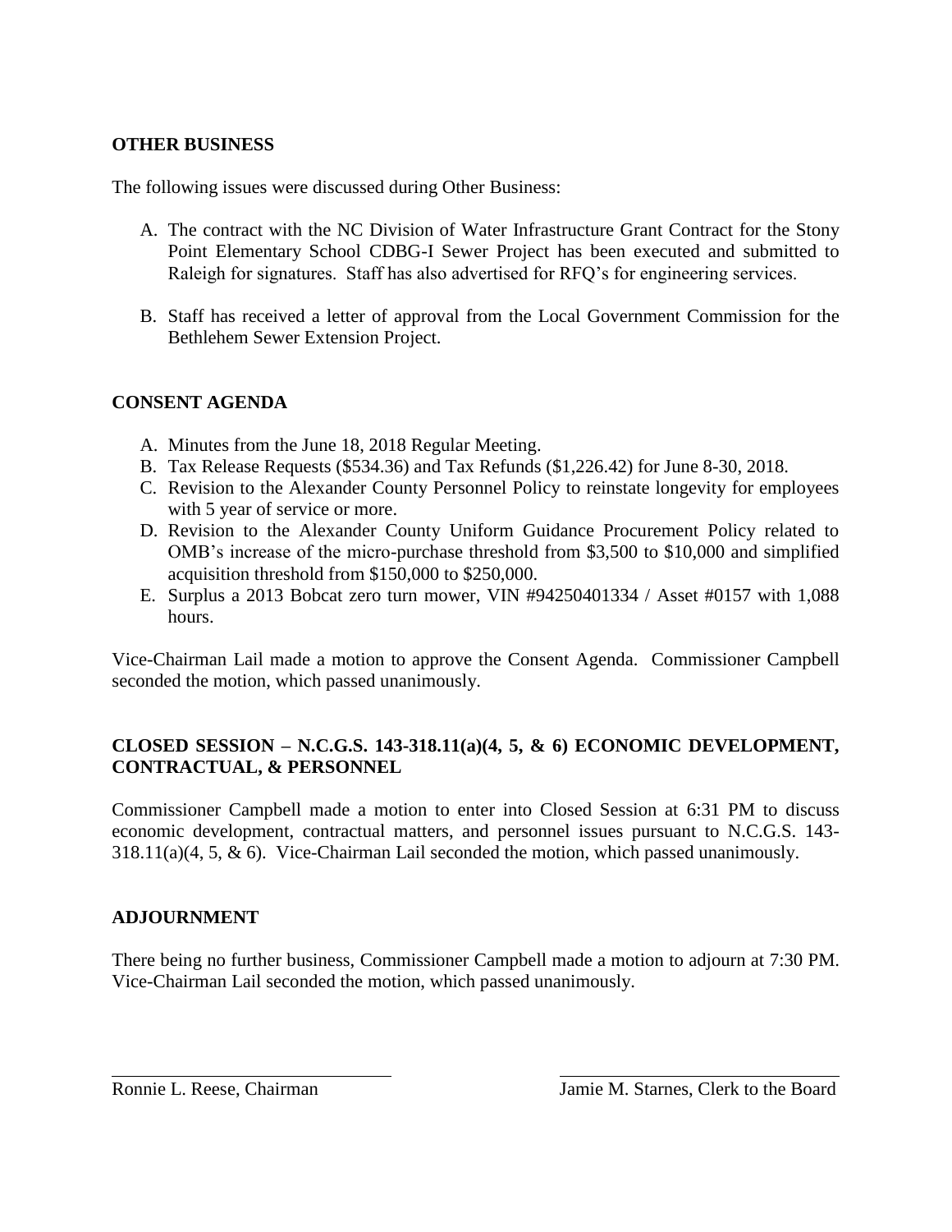## OTHER BUSINESS

The following issues were discussed during Other Business:

A. The contract with the NC Division of Water Infrastructure Grant Contract for the Stony Point Elementary School CDBG-I Sewer Project has been executed and submitted to Raleigh for signatures. Staff has also advertised for RFQ's for engineering services.

B. Staff has received a letter of approval from the Local Government Commission for the Bethlehem Sewer Extension Project.

## CONSENT AGENDA

A. Minutes from the June 18, 2018 Regular Meeting.
B. Tax Release Requests ($534.36) and Tax Refunds ($1,226.42) for June 8-30, 2018.
C. Revision to the Alexander County Personnel Policy to reinstate longevity for employees with 5 year of service or more.
D. Revision to the Alexander County Uniform Guidance Procurement Policy related to OMB's increase of the micro-purchase threshold from $3,500 to $10,000 and simplified acquisition threshold from $150,000 to $250,000.
E. Surplus a 2013 Bobcat zero turn mower, VIN #94250401334 / Asset #0157 with 1,088 hours.

Vice-Chairman Lail made a motion to approve the Consent Agenda. Commissioner Campbell seconded the motion, which passed unanimously.

## CLOSED SESSION – N.C.G.S. 143-318.11(a)(4, 5, & 6) ECONOMIC DEVELOPMENT, CONTRACTUAL, & PERSONNEL

Commissioner Campbell made a motion to enter into Closed Session at 6:31 PM to discuss economic development, contractual matters, and personnel issues pursuant to N.C.G.S. 143-318.11(a)(4, 5, & 6). Vice-Chairman Lail seconded the motion, which passed unanimously.

## ADJOURNMENT

There being no further business, Commissioner Campbell made a motion to adjourn at 7:30 PM. Vice-Chairman Lail seconded the motion, which passed unanimously.

Ronnie L. Reese, Chairman

Jamie M. Starnes, Clerk to the Board